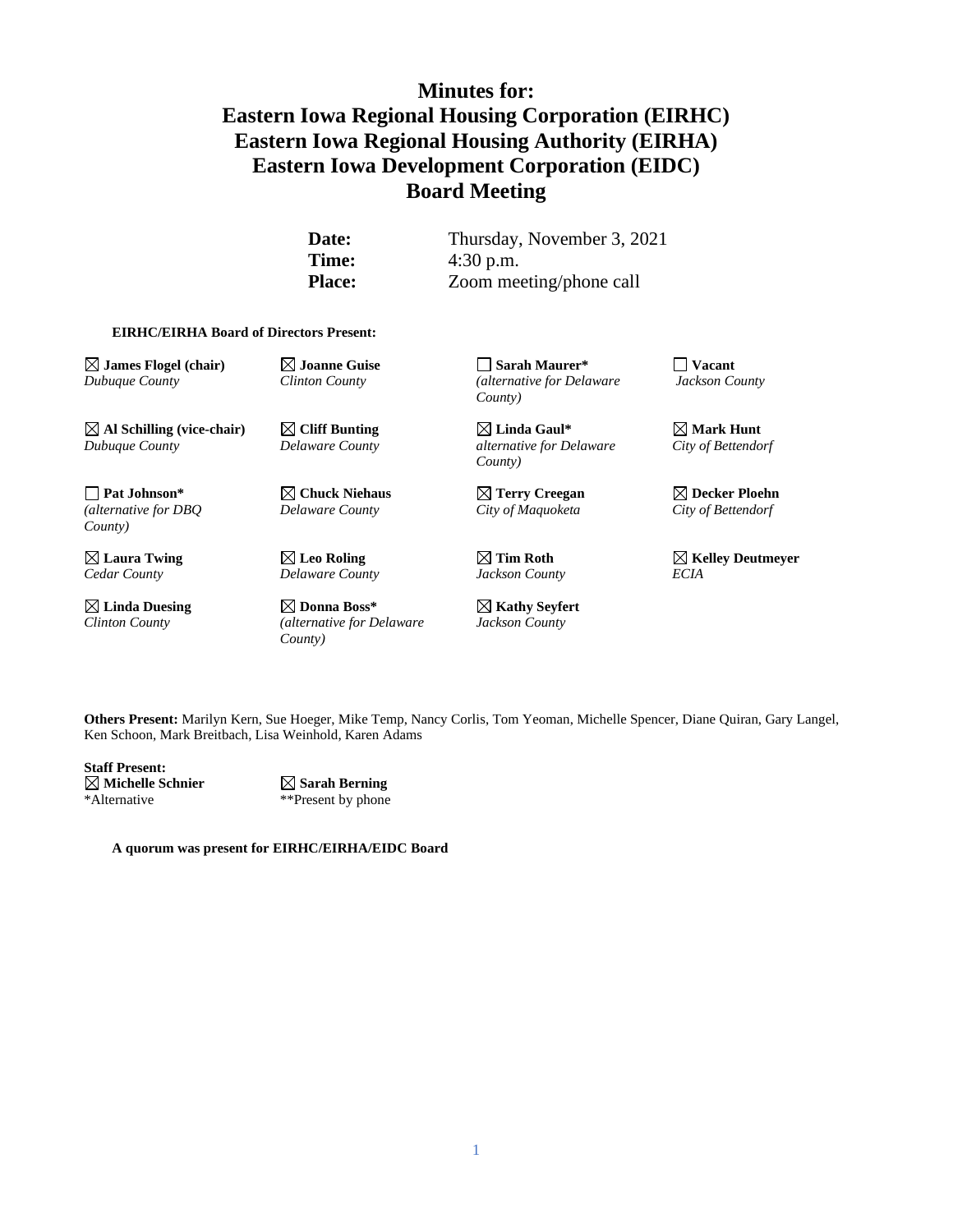# Minutes for:
# Eastern Iowa Regional Housing Corporation (EIRHC)
# Eastern Iowa Regional Housing Authority (EIRHA)
# Eastern Iowa Development Corporation (EIDC)
# Board Meeting

| | |
|---|---|
| **Date:** | Thursday, November 3, 2021 |
| **Time:** | 4:30 p.m. |
| **Place:** | Zoom meeting/phone call |

**EIRHC/EIRHA Board of Directors Present:**

| | | | |
|---|---|---|---|
| ☒ **James Flogel (chair)** *Dubuque County* | ☒ **Joanne Guise** *Clinton County* | ☐ **Sarah Maurer*** *(alternative for Delaware County)* | ☐ **Vacant** *Jackson County* |
| ☒ **Al Schilling (vice-chair)** *Dubuque County* | ☒ **Cliff Bunting** *Delaware County* | ☒ **Linda Gaul*** *alternative for Delaware County)* | ☒ **Mark Hunt** *City of Bettendorf* |
| ☐ **Pat Johnson*** *(alternative for DBQ County)* | ☒ **Chuck Niehaus** *Delaware County* | ☒ **Terry Creegan** *City of Maquoketa* | ☒ **Decker Ploehn** *City of Bettendorf* |
| ☒ **Laura Twing** *Cedar County* | ☒ **Leo Roling** *Delaware County* | ☒ **Tim Roth** *Jackson County* | ☒ **Kelley Deutmeyer** *ECIA* |
| ☒ **Linda Duesing** *Clinton County* | ☒ **Donna Boss*** *(alternative for Delaware County)* | ☒ **Kathy Seyfert** *Jackson County* | |

**Others Present:** Marilyn Kern, Sue Hoeger, Mike Temp, Nancy Corlis, Tom Yeoman, Michelle Spencer, Diane Quiran, Gary Langel, Ken Schoon, Mark Breitbach, Lisa Weinhold, Karen Adams

**Staff Present:**

☒ **Michelle Schnier** ☒ **Sarah Berning**

*Alternative **Present by phone

**A quorum was present for EIRHC/EIRHA/EIDC Board**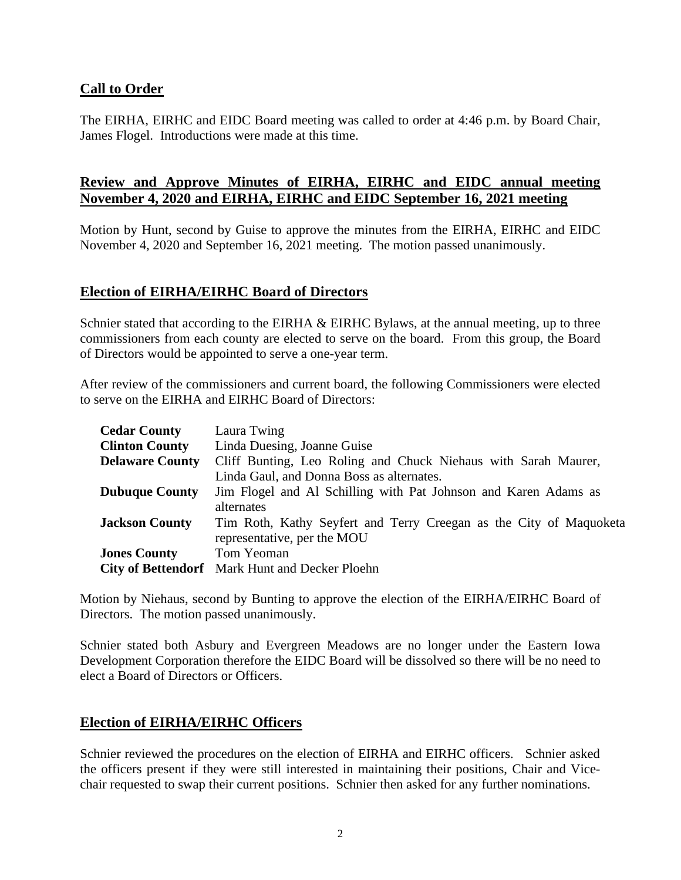## Call to Order

The EIRHA, EIRHC and EIDC Board meeting was called to order at 4:46 p.m. by Board Chair, James Flogel. Introductions were made at this time.

## Review and Approve Minutes of EIRHA, EIRHC and EIDC annual meeting November 4, 2020 and EIRHA, EIRHC and EIDC September 16, 2021 meeting

Motion by Hunt, second by Guise to approve the minutes from the EIRHA, EIRHC and EIDC November 4, 2020 and September 16, 2021 meeting. The motion passed unanimously.

## Election of EIRHA/EIRHC Board of Directors

Schnier stated that according to the EIRHA & EIRHC Bylaws, at the annual meeting, up to three commissioners from each county are elected to serve on the board. From this group, the Board of Directors would be appointed to serve a one-year term.

After review of the commissioners and current board, the following Commissioners were elected to serve on the EIRHA and EIRHC Board of Directors:

| | |
|---|---|
| **Cedar County** | Laura Twing |
| **Clinton County** | Linda Duesing, Joanne Guise |
| **Delaware County** | Cliff Bunting, Leo Roling and Chuck Niehaus with Sarah Maurer, Linda Gaul, and Donna Boss as alternates. |
| **Dubuque County** | Jim Flogel and Al Schilling with Pat Johnson and Karen Adams as alternates |
| **Jackson County** | Tim Roth, Kathy Seyfert and Terry Creegan as the City of Maquoketa representative, per the MOU |
| **Jones County** | Tom Yeoman |
| **City of Bettendorf** | Mark Hunt and Decker Ploehn |

Motion by Niehaus, second by Bunting to approve the election of the EIRHA/EIRHC Board of Directors. The motion passed unanimously.

Schnier stated both Asbury and Evergreen Meadows are no longer under the Eastern Iowa Development Corporation therefore the EIDC Board will be dissolved so there will be no need to elect a Board of Directors or Officers.

## Election of EIRHA/EIRHC Officers

Schnier reviewed the procedures on the election of EIRHA and EIRHC officers. Schnier asked the officers present if they were still interested in maintaining their positions, Chair and Vice-chair requested to swap their current positions. Schnier then asked for any further nominations.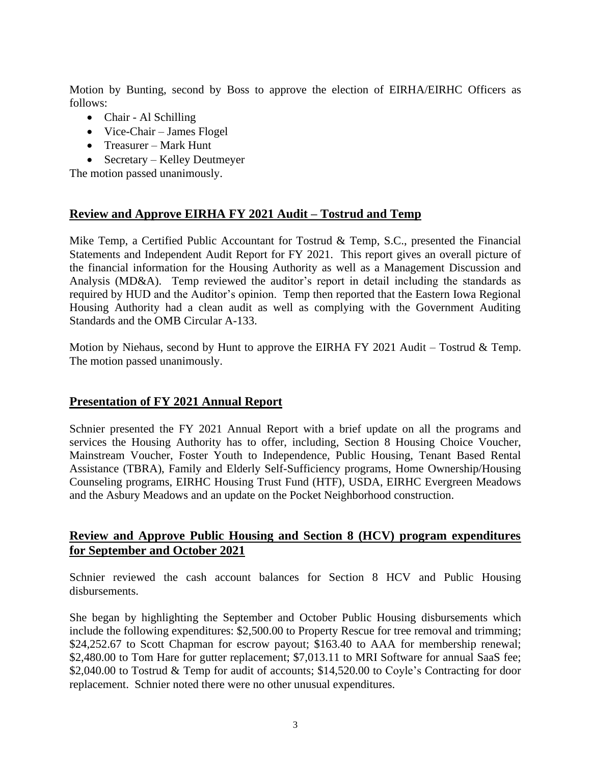Motion by Bunting, second by Boss to approve the election of EIRHA/EIRHC Officers as follows:

- Chair - Al Schilling
- Vice-Chair – James Flogel
- Treasurer – Mark Hunt
- Secretary – Kelley Deutmeyer

The motion passed unanimously.

## **Review and Approve EIRHA FY 2021 Audit – Tostrud and Temp**

Mike Temp, a Certified Public Accountant for Tostrud & Temp, S.C., presented the Financial Statements and Independent Audit Report for FY 2021. This report gives an overall picture of the financial information for the Housing Authority as well as a Management Discussion and Analysis (MD&A). Temp reviewed the auditor's report in detail including the standards as required by HUD and the Auditor's opinion. Temp then reported that the Eastern Iowa Regional Housing Authority had a clean audit as well as complying with the Government Auditing Standards and the OMB Circular A-133.

Motion by Niehaus, second by Hunt to approve the EIRHA FY 2021 Audit – Tostrud & Temp. The motion passed unanimously.

## **Presentation of FY 2021 Annual Report**

Schnier presented the FY 2021 Annual Report with a brief update on all the programs and services the Housing Authority has to offer, including, Section 8 Housing Choice Voucher, Mainstream Voucher, Foster Youth to Independence, Public Housing, Tenant Based Rental Assistance (TBRA), Family and Elderly Self-Sufficiency programs, Home Ownership/Housing Counseling programs, EIRHC Housing Trust Fund (HTF), USDA, EIRHC Evergreen Meadows and the Asbury Meadows and an update on the Pocket Neighborhood construction.

## **Review and Approve Public Housing and Section 8 (HCV) program expenditures for September and October 2021**

Schnier reviewed the cash account balances for Section 8 HCV and Public Housing disbursements.

She began by highlighting the September and October Public Housing disbursements which include the following expenditures: $2,500.00 to Property Rescue for tree removal and trimming; $24,252.67 to Scott Chapman for escrow payout; $163.40 to AAA for membership renewal; $2,480.00 to Tom Hare for gutter replacement; $7,013.11 to MRI Software for annual SaaS fee; $2,040.00 to Tostrud & Temp for audit of accounts; $14,520.00 to Coyle's Contracting for door replacement. Schnier noted there were no other unusual expenditures.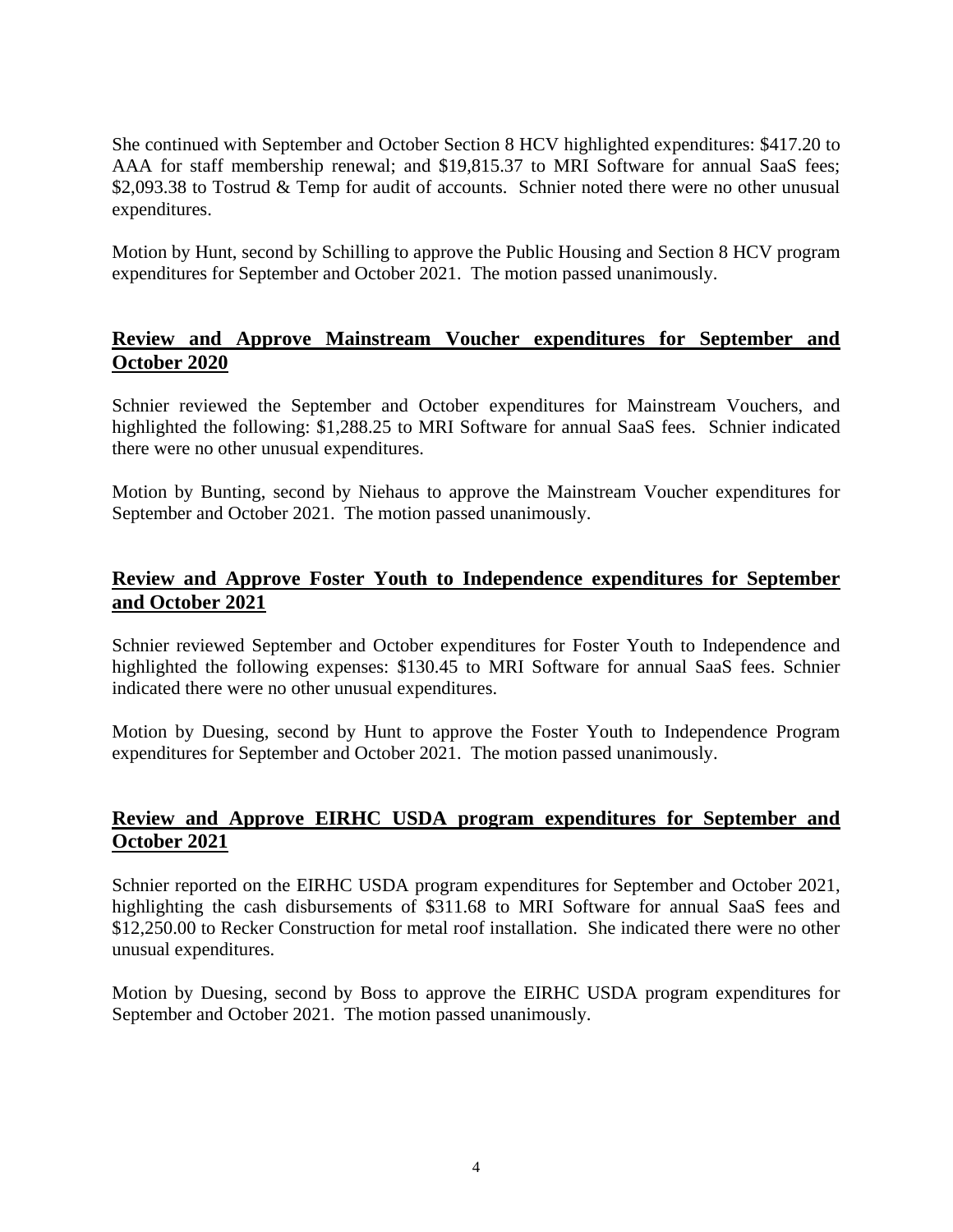She continued with September and October Section 8 HCV highlighted expenditures: $417.20 to AAA for staff membership renewal; and $19,815.37 to MRI Software for annual SaaS fees; $2,093.38 to Tostrud & Temp for audit of accounts. Schnier noted there were no other unusual expenditures.

Motion by Hunt, second by Schilling to approve the Public Housing and Section 8 HCV program expenditures for September and October 2021. The motion passed unanimously.

## Review and Approve Mainstream Voucher expenditures for September and October 2020

Schnier reviewed the September and October expenditures for Mainstream Vouchers, and highlighted the following: $1,288.25 to MRI Software for annual SaaS fees. Schnier indicated there were no other unusual expenditures.

Motion by Bunting, second by Niehaus to approve the Mainstream Voucher expenditures for September and October 2021. The motion passed unanimously.

## Review and Approve Foster Youth to Independence expenditures for September and October 2021

Schnier reviewed September and October expenditures for Foster Youth to Independence and highlighted the following expenses: $130.45 to MRI Software for annual SaaS fees. Schnier indicated there were no other unusual expenditures.

Motion by Duesing, second by Hunt to approve the Foster Youth to Independence Program expenditures for September and October 2021. The motion passed unanimously.

## Review and Approve EIRHC USDA program expenditures for September and October 2021

Schnier reported on the EIRHC USDA program expenditures for September and October 2021, highlighting the cash disbursements of $311.68 to MRI Software for annual SaaS fees and $12,250.00 to Recker Construction for metal roof installation. She indicated there were no other unusual expenditures.

Motion by Duesing, second by Boss to approve the EIRHC USDA program expenditures for September and October 2021. The motion passed unanimously.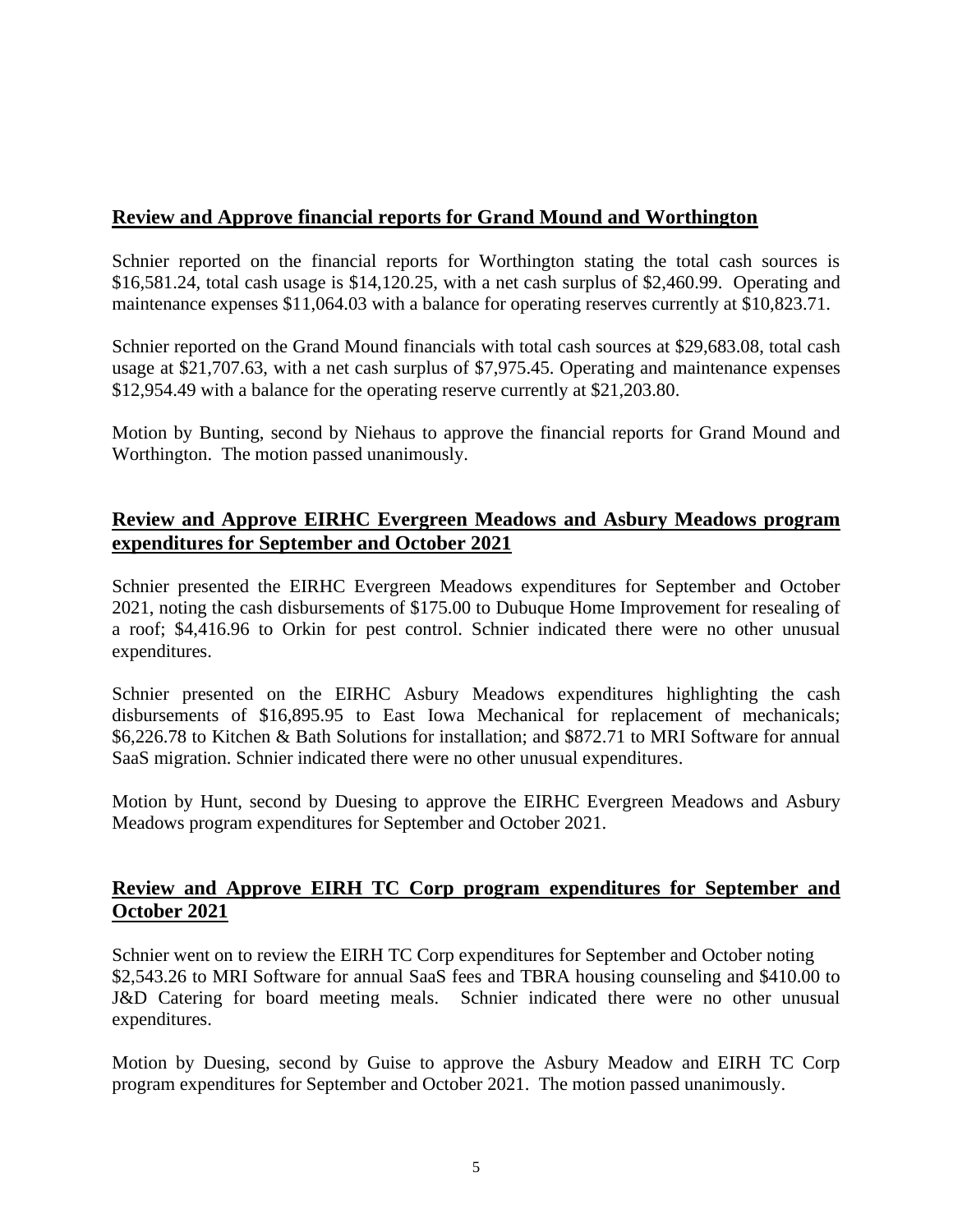**Review and Approve financial reports for Grand Mound and Worthington**

Schnier reported on the financial reports for Worthington stating the total cash sources is $16,581.24, total cash usage is $14,120.25, with a net cash surplus of $2,460.99. Operating and maintenance expenses $11,064.03 with a balance for operating reserves currently at $10,823.71.

Schnier reported on the Grand Mound financials with total cash sources at $29,683.08, total cash usage at $21,707.63, with a net cash surplus of $7,975.45. Operating and maintenance expenses $12,954.49 with a balance for the operating reserve currently at $21,203.80.

Motion by Bunting, second by Niehaus to approve the financial reports for Grand Mound and Worthington. The motion passed unanimously.

**Review and Approve EIRHC Evergreen Meadows and Asbury Meadows program expenditures for September and October 2021**

Schnier presented the EIRHC Evergreen Meadows expenditures for September and October 2021, noting the cash disbursements of $175.00 to Dubuque Home Improvement for resealing of a roof; $4,416.96 to Orkin for pest control. Schnier indicated there were no other unusual expenditures.

Schnier presented on the EIRHC Asbury Meadows expenditures highlighting the cash disbursements of $16,895.95 to East Iowa Mechanical for replacement of mechanicals; $6,226.78 to Kitchen & Bath Solutions for installation; and $872.71 to MRI Software for annual SaaS migration. Schnier indicated there were no other unusual expenditures.

Motion by Hunt, second by Duesing to approve the EIRHC Evergreen Meadows and Asbury Meadows program expenditures for September and October 2021.

**Review and Approve EIRH TC Corp program expenditures for September and October 2021**

Schnier went on to review the EIRH TC Corp expenditures for September and October noting $2,543.26 to MRI Software for annual SaaS fees and TBRA housing counseling and $410.00 to J&D Catering for board meeting meals. Schnier indicated there were no other unusual expenditures.

Motion by Duesing, second by Guise to approve the Asbury Meadow and EIRH TC Corp program expenditures for September and October 2021. The motion passed unanimously.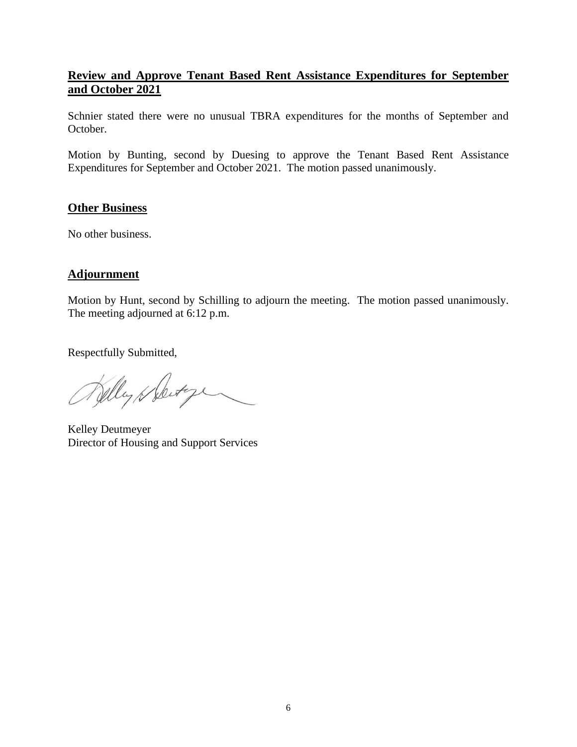**Review and Approve Tenant Based Rent Assistance Expenditures for September and October 2021**

Schnier stated there were no unusual TBRA expenditures for the months of September and October.

Motion by Bunting, second by Duesing to approve the Tenant Based Rent Assistance Expenditures for September and October 2021. The motion passed unanimously.

**Other Business**

No other business.

**Adjournment**

Motion by Hunt, second by Schilling to adjourn the meeting. The motion passed unanimously. The meeting adjourned at 6:12 p.m.

Respectfully Submitted,

Kelley Deutmeyer
Director of Housing and Support Services